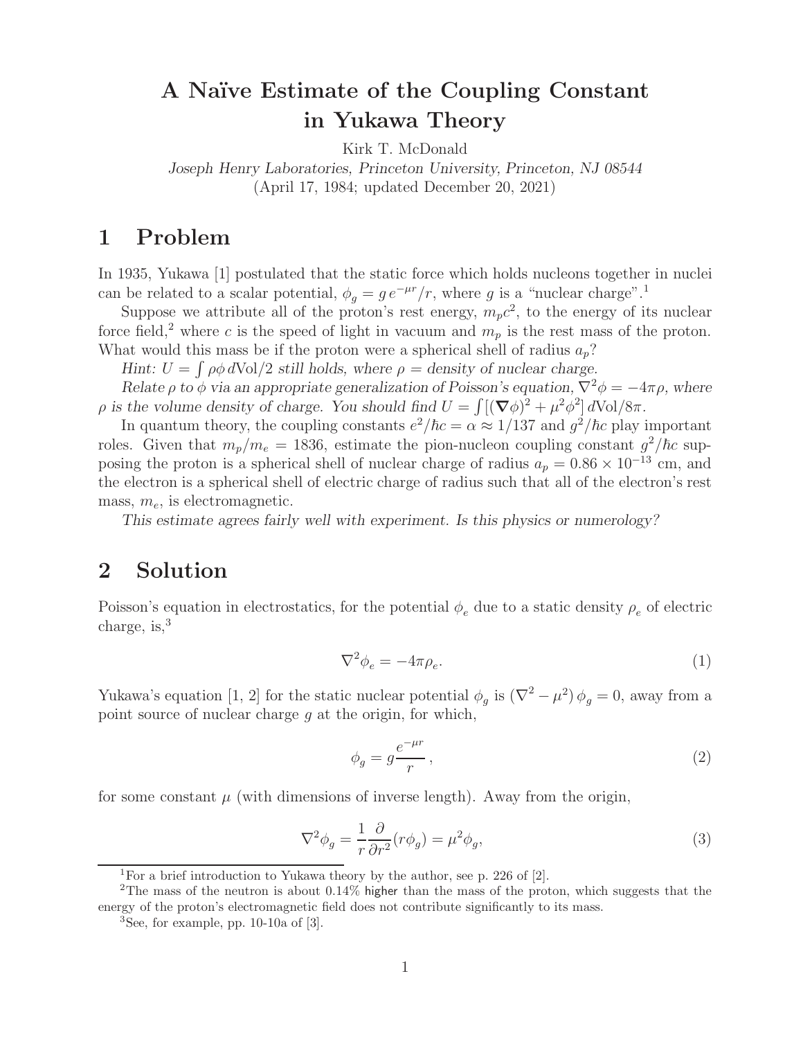# A Naïve Estimate of the Coupling Constant in Yukawa Theory

Kirk T. McDonald

*Joseph Henry Laboratories, Princeton University, Princeton, NJ 08544*

(April 17, 1984; updated December 20, 2021)

## 1 Problem

In 1935, Yukawa [1] postulated that the static force which holds nucleons together in nuclei can be related to a scalar potential, $\phi_g = g\, e^{-\mu r}/r$, where $g$ is a "nuclear charge".[1]

Suppose we attribute all of the proton's rest energy, $m_p c^2$, to the energy of its nuclear force field,[2] where $c$ is the speed of light in vacuum and $m_p$ is the rest mass of the proton. What would this mass be if the proton were a spherical shell of radius $a_p$?

*Hint: $U = \int \rho\phi\, d\text{Vol}/2$ still holds, where $\rho$ = density of nuclear charge.*

*Relate $\rho$ to $\phi$ via an appropriate generalization of Poisson's equation, $\nabla^2\phi = -4\pi\rho$, where $\rho$ is the volume density of charge. You should find $U = \int [(\boldsymbol{\nabla}\phi)^2 + \mu^2\phi^2]\, d\text{Vol}/8\pi$.*

In quantum theory, the coupling constants $e^2/\hbar c = \alpha \approx 1/137$ and $g^2/\hbar c$ play important roles. Given that $m_p/m_e = 1836$, estimate the pion-nucleon coupling constant $g^2/\hbar c$ supposing the proton is a spherical shell of nuclear charge of radius $a_p = 0.86 \times 10^{-13}$ cm, and the electron is a spherical shell of electric charge of radius such that all of the electron's rest mass, $m_e$, is electromagnetic.

*This estimate agrees fairly well with experiment. Is this physics or numerology?*

## 2 Solution

Poisson's equation in electrostatics, for the potential $\phi_e$ due to a static density $\rho_e$ of electric charge, is,[3]

$$\nabla^2\phi_e = -4\pi\rho_e. \tag{1}$$

Yukawa's equation [1, 2] for the static nuclear potential $\phi_g$ is $(\nabla^2 - \mu^2)\,\phi_g = 0$, away from a point source of nuclear charge $g$ at the origin, for which,

$$\phi_g = g\frac{e^{-\mu r}}{r}, \tag{2}$$

for some constant $\mu$ (with dimensions of inverse length). Away from the origin,

$$\nabla^2\phi_g = \frac{1}{r}\frac{\partial}{\partial r^2}(r\phi_g) = \mu^2\phi_g, \tag{3}$$

---

[1] For a brief introduction to Yukawa theory by the author, see p. 226 of [2].

[2] The mass of the neutron is about 0.14% higher than the mass of the proton, which suggests that the energy of the proton's electromagnetic field does not contribute significantly to its mass.

[3] See, for example, pp. 10-10a of [3].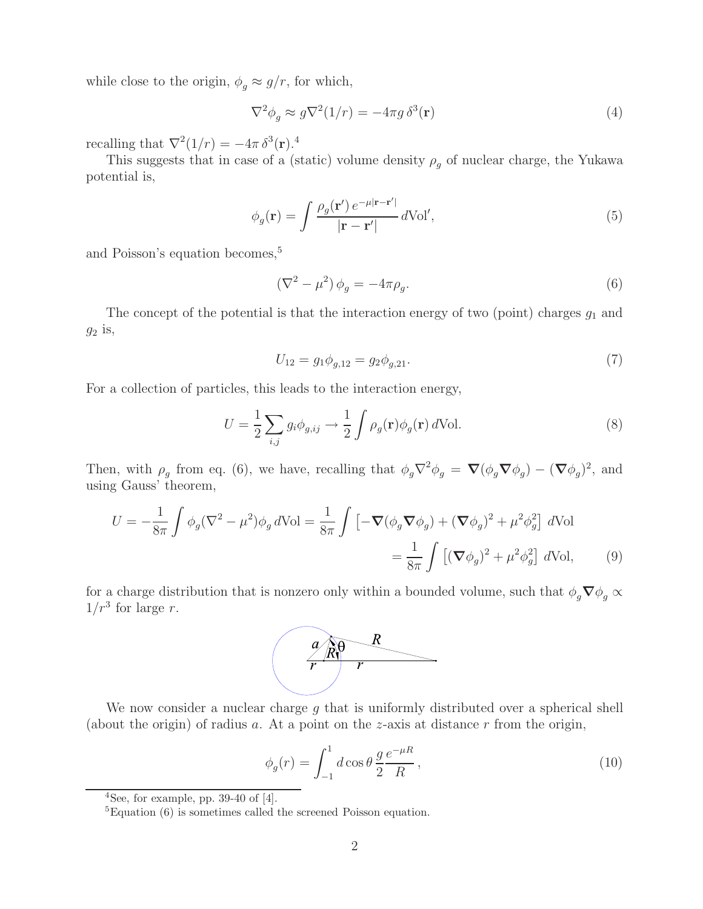while close to the origin, $\phi_g \approx g/r$, for which,

$$\nabla^2\phi_g \approx g\nabla^2(1/r) = -4\pi g\,\delta^3(\mathbf{r}) \tag{4}$$

recalling that $\nabla^2(1/r) = -4\pi\,\delta^3(\mathbf{r})$.[4]

This suggests that in case of a (static) volume density $\rho_g$ of nuclear charge, the Yukawa potential is,

$$\phi_g(\mathbf{r}) = \int \frac{\rho_g(\mathbf{r}')\,e^{-\mu|\mathbf{r}-\mathbf{r}'|}}{|\mathbf{r}-\mathbf{r}'|}\,d\text{Vol}', \tag{5}$$

and Poisson's equation becomes,[5]

$$(\nabla^2 - \mu^2)\,\phi_g = -4\pi\rho_g. \tag{6}$$

The concept of the potential is that the interaction energy of two (point) charges $g_1$ and $g_2$ is,

$$U_{12} = g_1\phi_{g,12} = g_2\phi_{g,21}. \tag{7}$$

For a collection of particles, this leads to the interaction energy,

$$U = \frac{1}{2}\sum_{i,j} g_i\phi_{g,ij} \to \frac{1}{2}\int \rho_g(\mathbf{r})\phi_g(\mathbf{r})\,d\text{Vol}. \tag{8}$$

Then, with $\rho_g$ from eq. (6), we have, recalling that $\phi_g\nabla^2\phi_g = \boldsymbol{\nabla}(\phi_g\boldsymbol{\nabla}\phi_g) - (\boldsymbol{\nabla}\phi_g)^2$, and using Gauss' theorem,

$$U = -\frac{1}{8\pi}\int \phi_g(\nabla^2 - \mu^2)\phi_g\,d\text{Vol} = \frac{1}{8\pi}\int \left[-\boldsymbol{\nabla}(\phi_g\boldsymbol{\nabla}\phi_g) + (\boldsymbol{\nabla}\phi_g)^2 + \mu^2\phi_g^2\right]\,d\text{Vol}$$

$$= \frac{1}{8\pi}\int \left[(\boldsymbol{\nabla}\phi_g)^2 + \mu^2\phi_g^2\right]\,d\text{Vol}, \tag{9}$$

for a charge distribution that is nonzero only within a bounded volume, such that $\phi_g\boldsymbol{\nabla}\phi_g \propto 1/r^3$ for large $r$.

We now consider a nuclear charge $g$ that is uniformly distributed over a spherical shell (about the origin) of radius $a$. At a point on the $z$-axis at distance $r$ from the origin,

$$\phi_g(r) = \int_{-1}^{1} d\cos\theta\,\frac{g}{2}\frac{e^{-\mu R}}{R}\,, \tag{10}$$

[4] See, for example, pp. 39-40 of [4].

[5] Equation (6) is sometimes called the screened Poisson equation.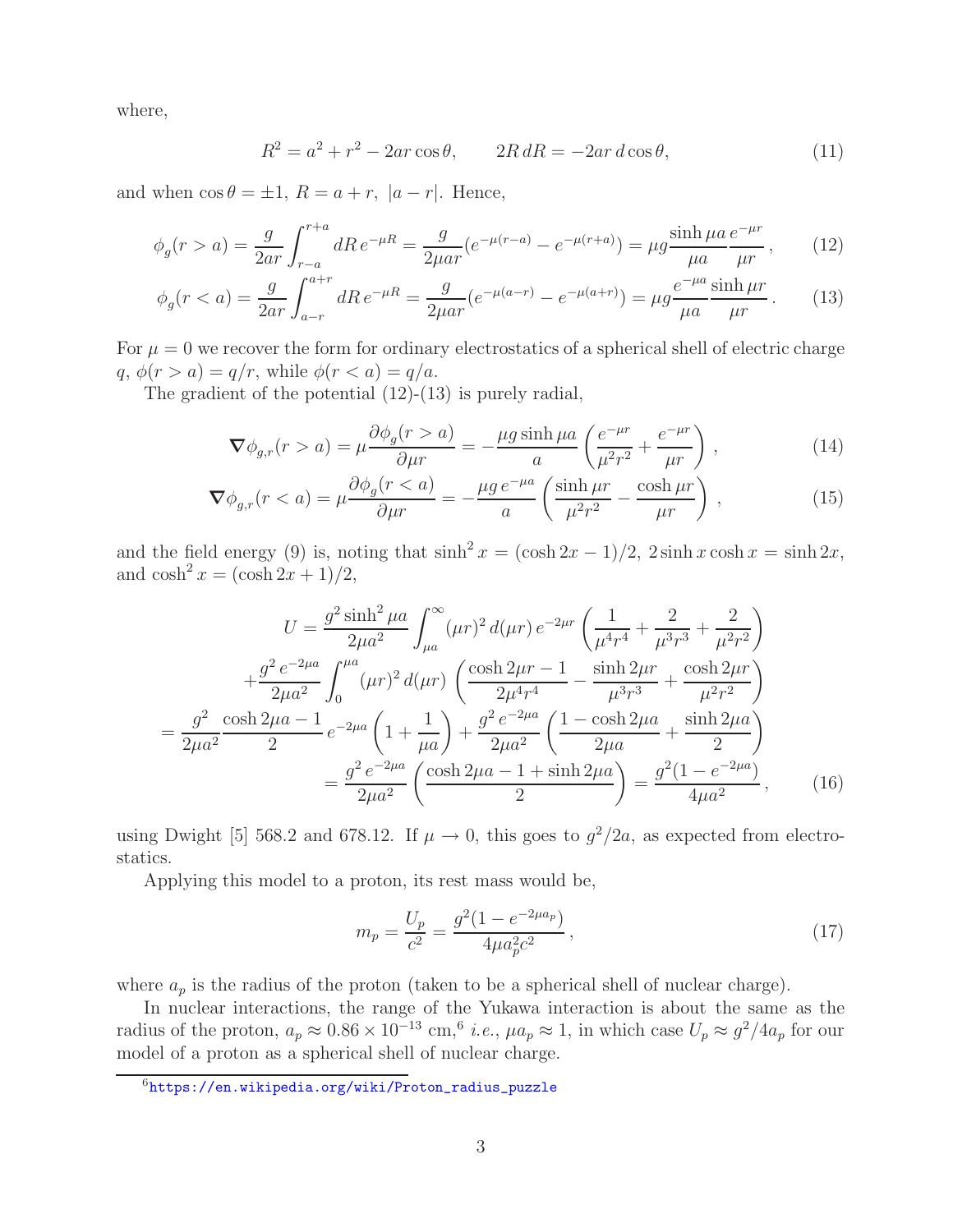where,

$$R^2 = a^2 + r^2 - 2ar\cos\theta, \qquad 2R\,dR = -2ar\,d\cos\theta, \tag{11}$$

and when $\cos\theta = \pm 1$, $R = a + r,\ |a - r|$. Hence,

$$\phi_g(r > a) = \frac{g}{2ar}\int_{r-a}^{r+a} dR\, e^{-\mu R} = \frac{g}{2\mu ar}(e^{-\mu(r-a)} - e^{-\mu(r+a)}) = \mu g \frac{\sinh \mu a}{\mu a}\frac{e^{-\mu r}}{\mu r}\,, \tag{12}$$

$$\phi_g(r < a) = \frac{g}{2ar}\int_{a-r}^{a+r} dR\, e^{-\mu R} = \frac{g}{2\mu ar}(e^{-\mu(a-r)} - e^{-\mu(a+r)}) = \mu g \frac{e^{-\mu a}}{\mu a}\frac{\sinh \mu r}{\mu r}\,. \tag{13}$$

For $\mu = 0$ we recover the form for ordinary electrostatics of a spherical shell of electric charge $q$, $\phi(r > a) = q/r$, while $\phi(r < a) = q/a$.

The gradient of the potential (12)-(13) is purely radial,

$$\boldsymbol{\nabla}\phi_{g,r}(r > a) = \mu\frac{\partial\phi_g(r > a)}{\partial\mu r} = -\frac{\mu g \sinh \mu a}{a}\left(\frac{e^{-\mu r}}{\mu^2 r^2} + \frac{e^{-\mu r}}{\mu r}\right)\,, \tag{14}$$

$$\boldsymbol{\nabla}\phi_{g,r}(r < a) = \mu\frac{\partial\phi_g(r < a)}{\partial\mu r} = -\frac{\mu g\, e^{-\mu a}}{a}\left(\frac{\sinh \mu r}{\mu^2 r^2} - \frac{\cosh \mu r}{\mu r}\right)\,, \tag{15}$$

and the field energy (9) is, noting that $\sinh^2 x = (\cosh 2x - 1)/2$, $2\sinh x\cosh x = \sinh 2x$, and $\cosh^2 x = (\cosh 2x + 1)/2$,

$$\begin{aligned}
U &= \frac{g^2\sinh^2\mu a}{2\mu a^2}\int_{\mu a}^{\infty}(\mu r)^2\, d(\mu r)\, e^{-2\mu r}\left(\frac{1}{\mu^4 r^4} + \frac{2}{\mu^3 r^3} + \frac{2}{\mu^2 r^2}\right) \\
&\quad + \frac{g^2\, e^{-2\mu a}}{2\mu a^2}\int_0^{\mu a}(\mu r)^2\, d(\mu r)\left(\frac{\cosh 2\mu r - 1}{2\mu^4 r^4} - \frac{\sinh 2\mu r}{\mu^3 r^3} + \frac{\cosh 2\mu r}{\mu^2 r^2}\right) \\
&= \frac{g^2}{2\mu a^2}\frac{\cosh 2\mu a - 1}{2}\, e^{-2\mu a}\left(1 + \frac{1}{\mu a}\right) + \frac{g^2\, e^{-2\mu a}}{2\mu a^2}\left(\frac{1 - \cosh 2\mu a}{2\mu a} + \frac{\sinh 2\mu a}{2}\right) \\
&= \frac{g^2\, e^{-2\mu a}}{2\mu a^2}\left(\frac{\cosh 2\mu a - 1 + \sinh 2\mu a}{2}\right) = \frac{g^2(1 - e^{-2\mu a})}{4\mu a^2}\,,
\end{aligned} \tag{16}$$

using Dwight [5] 568.2 and 678.12. If $\mu \to 0$, this goes to $g^2/2a$, as expected from electrostatics.

Applying this model to a proton, its rest mass would be,

$$m_p = \frac{U_p}{c^2} = \frac{g^2(1 - e^{-2\mu a_p})}{4\mu a_p^2 c^2}\,, \tag{17}$$

where $a_p$ is the radius of the proton (taken to be a spherical shell of nuclear charge).

In nuclear interactions, the range of the Yukawa interaction is about the same as the radius of the proton, $a_p \approx 0.86 \times 10^{-13}$ cm,[6] *i.e.*, $\mu a_p \approx 1$, in which case $U_p \approx g^2/4a_p$ for our model of a proton as a spherical shell of nuclear charge.

[6] https://en.wikipedia.org/wiki/Proton_radius_puzzle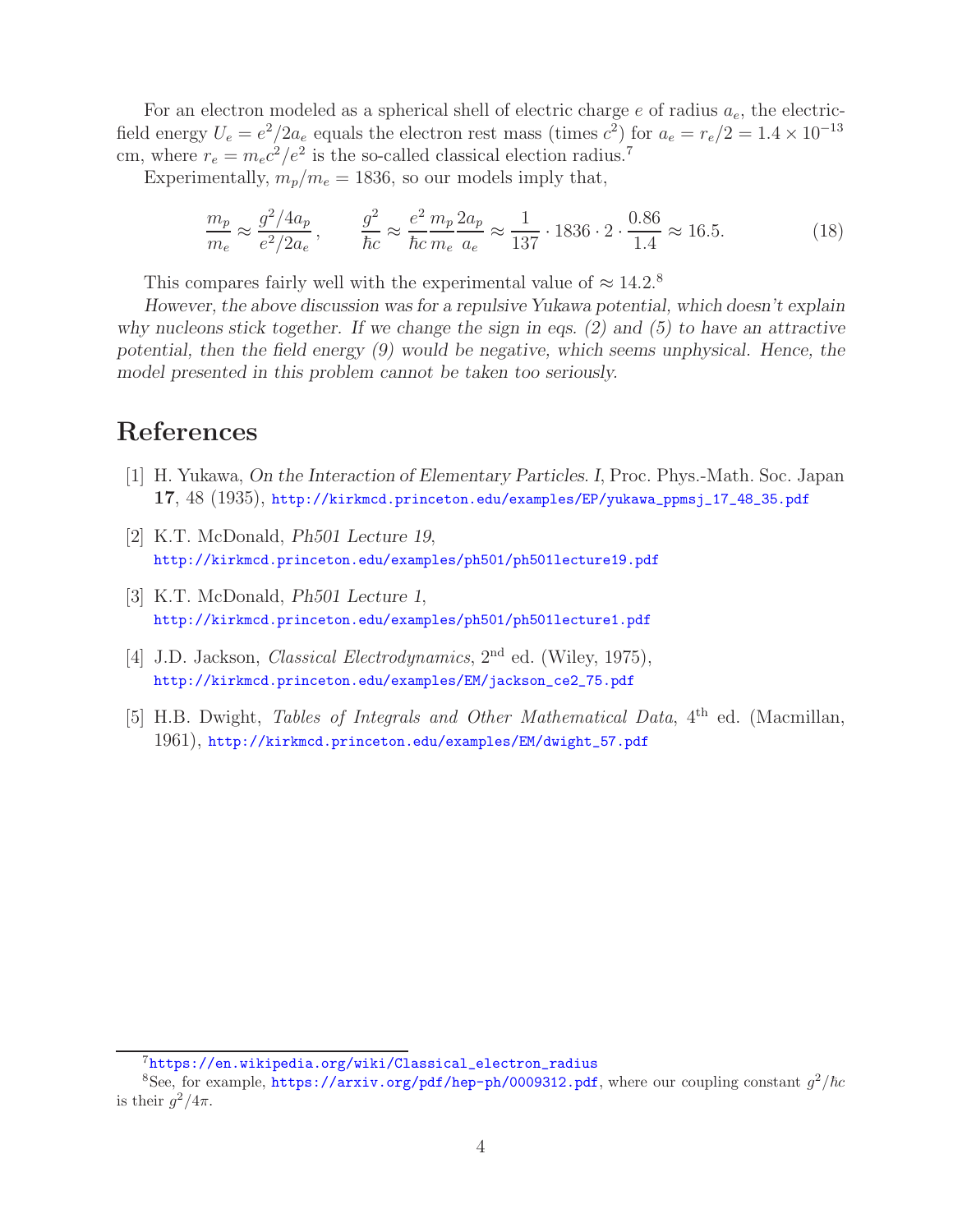For an electron modeled as a spherical shell of electric charge $e$ of radius $a_e$, the electric-field energy $U_e = e^2/2a_e$ equals the electron rest mass (times $c^2$) for $a_e = r_e/2 = 1.4 \times 10^{-13}$ cm, where $r_e = m_e c^2/e^2$ is the so-called classical election radius.[7]

Experimentally, $m_p/m_e = 1836$, so our models imply that,

$$\frac{m_p}{m_e} \approx \frac{g^2/4a_p}{e^2/2a_e}, \qquad \frac{g^2}{\hbar c} \approx \frac{e^2}{\hbar c}\frac{m_p}{m_e}\frac{2a_p}{a_e} \approx \frac{1}{137} \cdot 1836 \cdot 2 \cdot \frac{0.86}{1.4} \approx 16.5. \tag{18}$$

This compares fairly well with the experimental value of $\approx 14.2$.[8]

*However, the above discussion was for a repulsive Yukawa potential, which doesn't explain why nucleons stick together. If we change the sign in eqs. (2) and (5) to have an attractive potential, then the field energy (9) would be negative, which seems unphysical. Hence, the model presented in this problem cannot be taken too seriously.*

## References

[1] H. Yukawa, *On the Interaction of Elementary Particles. I*, Proc. Phys.-Math. Soc. Japan **17**, 48 (1935), http://kirkmcd.princeton.edu/examples/EP/yukawa_ppmsj_17_48_35.pdf

[2] K.T. McDonald, *Ph501 Lecture 19*, http://kirkmcd.princeton.edu/examples/ph501/ph501lecture19.pdf

[3] K.T. McDonald, *Ph501 Lecture 1*, http://kirkmcd.princeton.edu/examples/ph501/ph501lecture1.pdf

[4] J.D. Jackson, *Classical Electrodynamics*, 2nd ed. (Wiley, 1975), http://kirkmcd.princeton.edu/examples/EM/jackson_ce2_75.pdf

[5] H.B. Dwight, *Tables of Integrals and Other Mathematical Data*, 4th ed. (Macmillan, 1961), http://kirkmcd.princeton.edu/examples/EM/dwight_57.pdf

---

[7] https://en.wikipedia.org/wiki/Classical_electron_radius

[8] See, for example, https://arxiv.org/pdf/hep-ph/0009312.pdf, where our coupling constant $g^2/\hbar c$ is their $g^2/4\pi$.